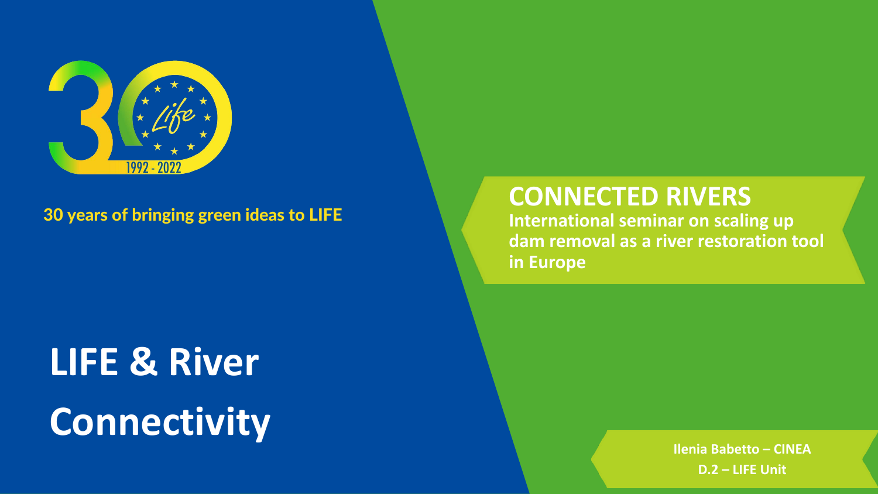1992 - 2022

30 years of bringing green ideas to LIFE

# LIFE & River Connectivity

## CONNECTED RIVERS

**International seminar on scaling up dam removal as a river restoration tool in Europe**

**Ilenia Babetto – CINEA**
**D.2 – LIFE Unit**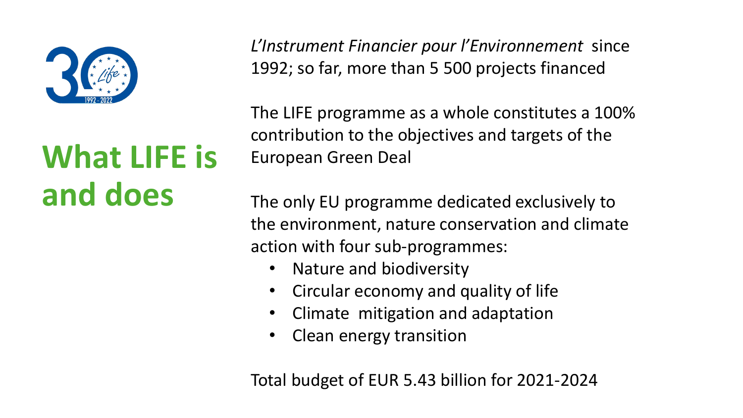# What LIFE is and does

*L'Instrument Financier pour l'Environnement* since 1992; so far, more than 5 500 projects financed

The LIFE programme as a whole constitutes a 100% contribution to the objectives and targets of the European Green Deal

The only EU programme dedicated exclusively to the environment, nature conservation and climate action with four sub-programmes:

- Nature and biodiversity
- Circular economy and quality of life
- Climate mitigation and adaptation
- Clean energy transition

Total budget of EUR 5.43 billion for 2021-2024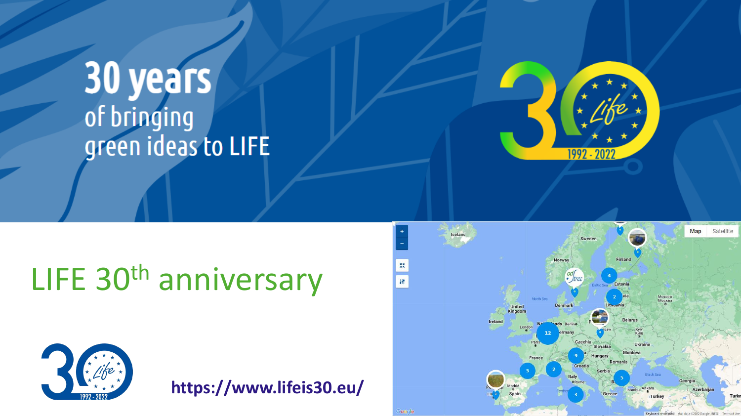# 30 years of bringing green ideas to LIFE

## LIFE 30th anniversary

https://www.lifeis30.eu/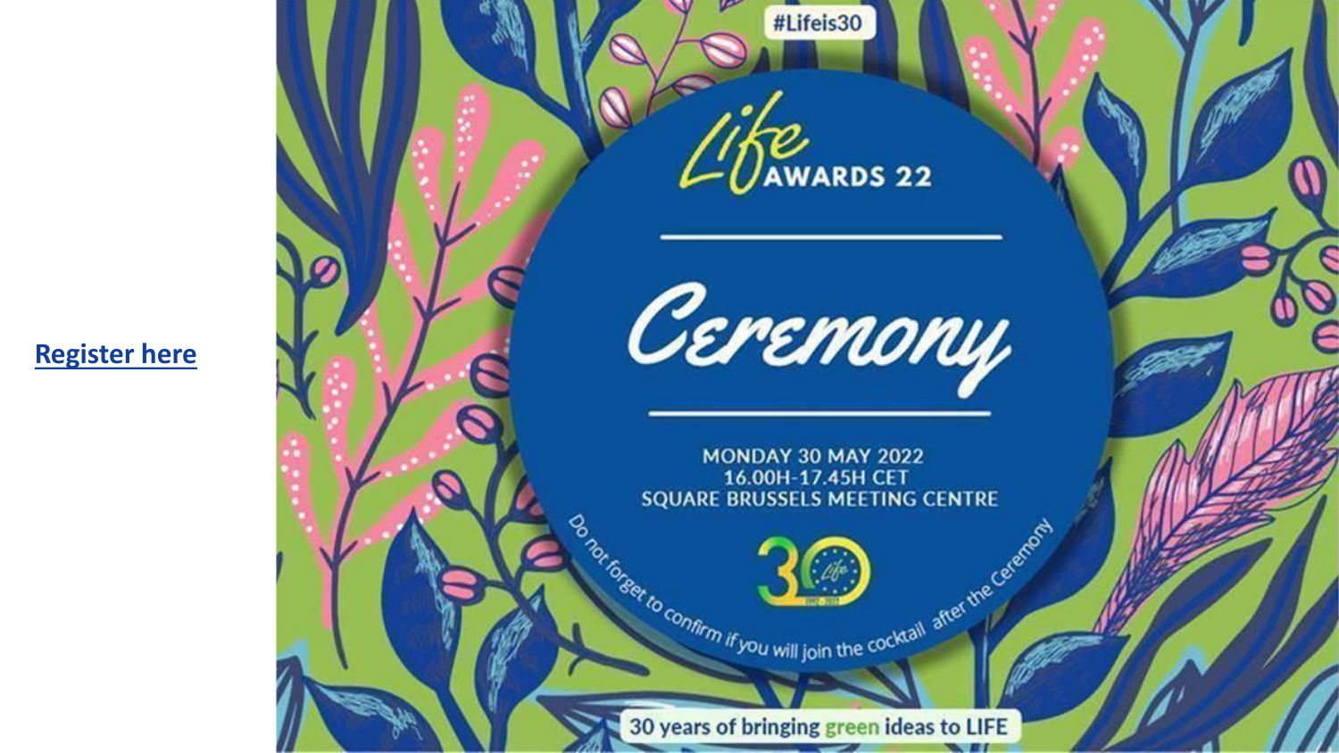[Register here]

#Lifeis30

# Life AWARDS 22

## Ceremony

MONDAY 30 MAY 2022
16.00H-17.45H CET
SQUARE BRUSSELS MEETING CENTRE

Do not forget to confirm if you will join the cocktail after the Ceremony

30 years of bringing green ideas to LIFE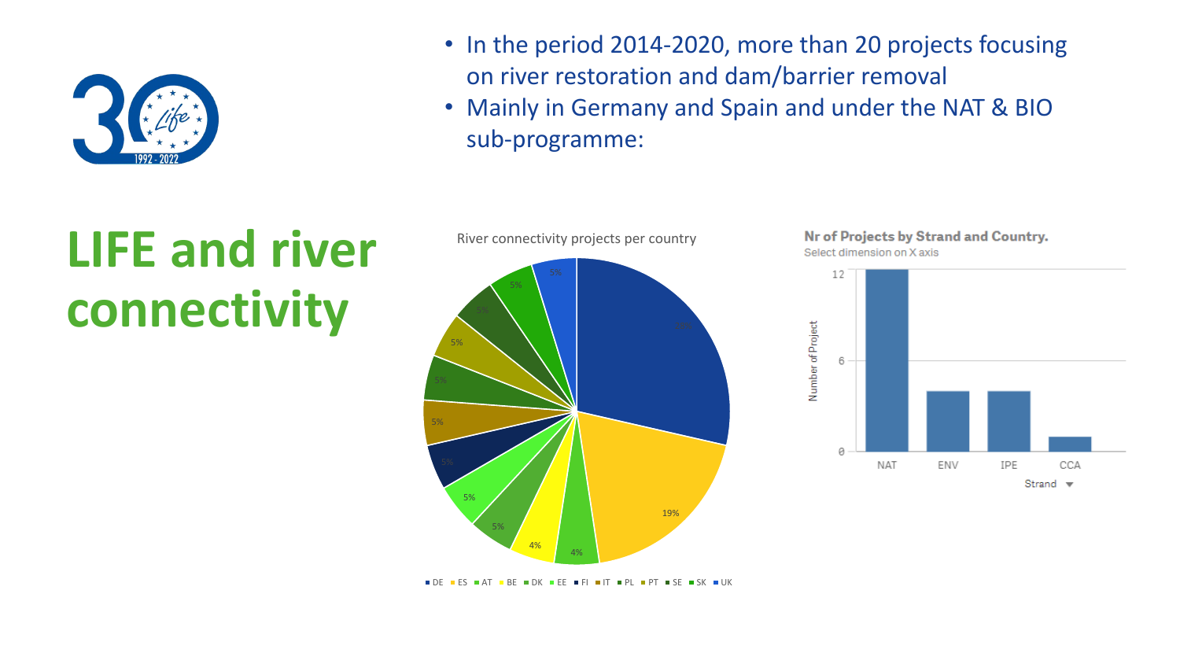# LIFE and river connectivity

- In the period 2014-2020, more than 20 projects focusing on river restoration and dam/barrier removal
- Mainly in Germany and Spain and under the NAT & BIO sub-programme:

River connectivity projects per country

Nr of Projects by Strand and Country.

Select dimension on X axis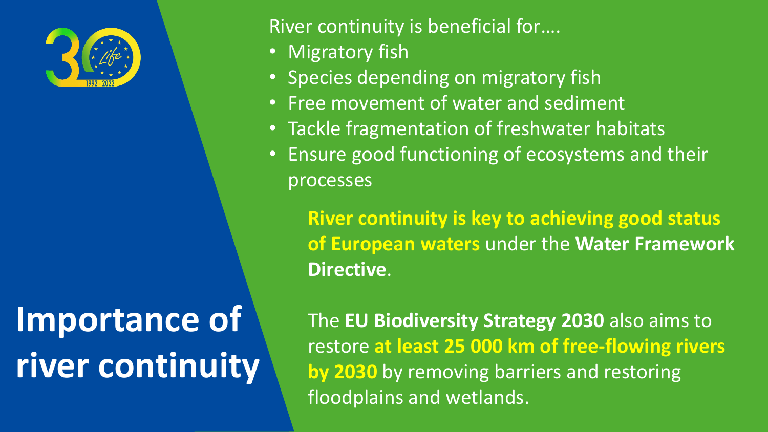# Importance of river continuity

River continuity is beneficial for….

- Migratory fish
- Species depending on migratory fish
- Free movement of water and sediment
- Tackle fragmentation of freshwater habitats
- Ensure good functioning of ecosystems and their processes

**River continuity is key to achieving good status of European waters** under the **Water Framework Directive**.

The **EU Biodiversity Strategy 2030** also aims to restore **at least 25 000 km of free-flowing rivers by 2030** by removing barriers and restoring floodplains and wetlands.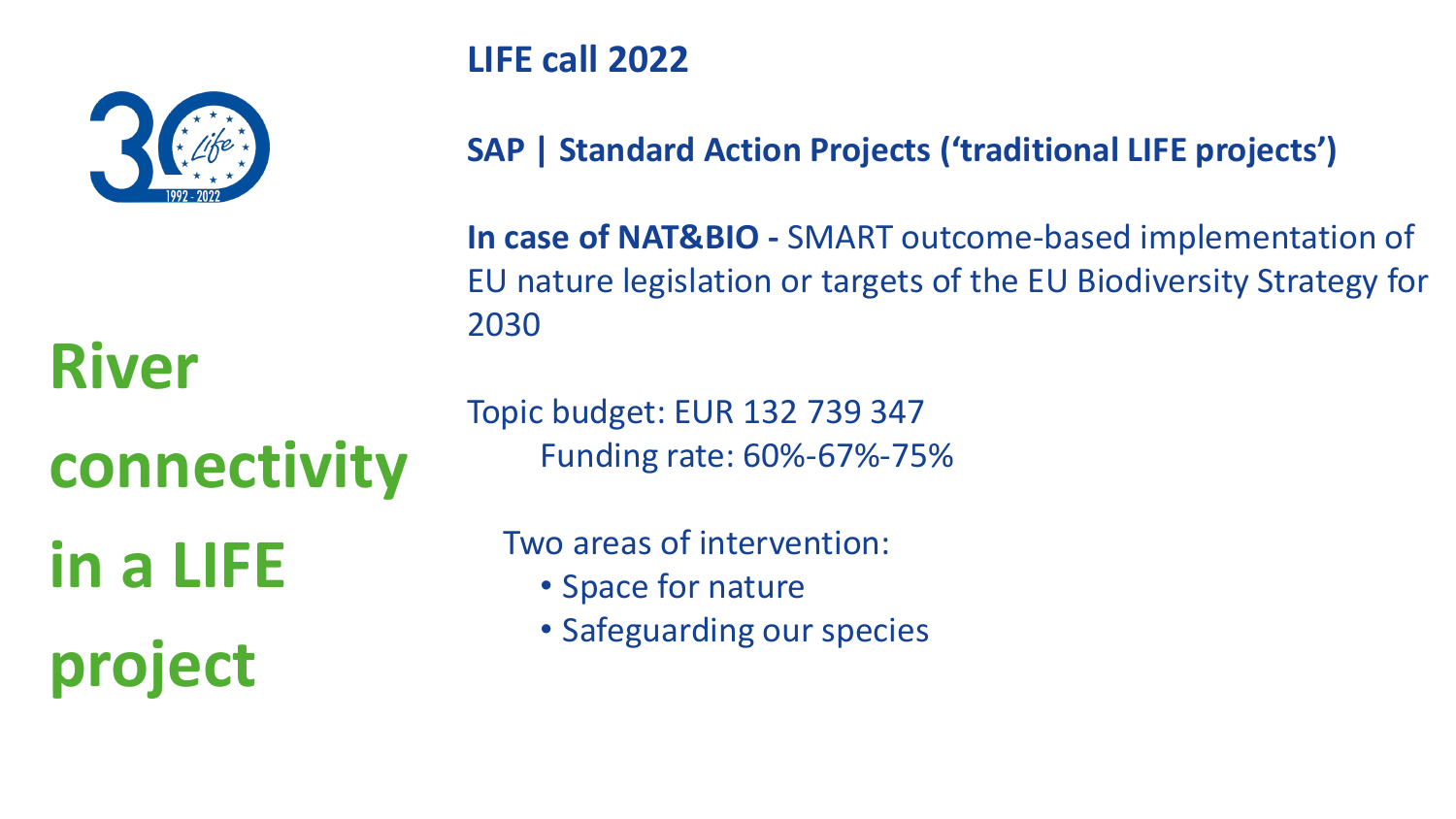# River connectivity in a LIFE project

**LIFE call 2022**

**SAP | Standard Action Projects ('traditional LIFE projects')**

**In case of NAT&BIO -** SMART outcome-based implementation of EU nature legislation or targets of the EU Biodiversity Strategy for 2030

Topic budget: EUR 132 739 347

Funding rate: 60%-67%-75%

Two areas of intervention:

- Space for nature
- Safeguarding our species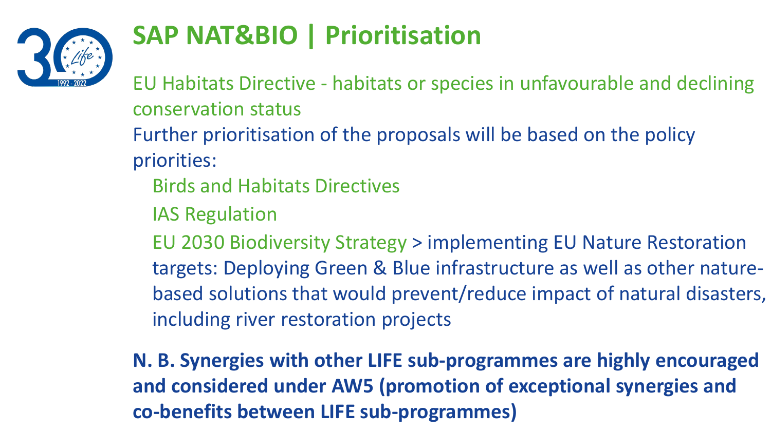# SAP NAT&BIO | Prioritisation

EU Habitats Directive - habitats or species in unfavourable and declining conservation status

Further prioritisation of the proposals will be based on the policy priorities:

- Birds and Habitats Directives
- IAS Regulation
- EU 2030 Biodiversity Strategy > implementing EU Nature Restoration targets: Deploying Green & Blue infrastructure as well as other nature-based solutions that would prevent/reduce impact of natural disasters, including river restoration projects

**N. B. Synergies with other LIFE sub-programmes are highly encouraged and considered under AW5 (promotion of exceptional synergies and co-benefits between LIFE sub-programmes)**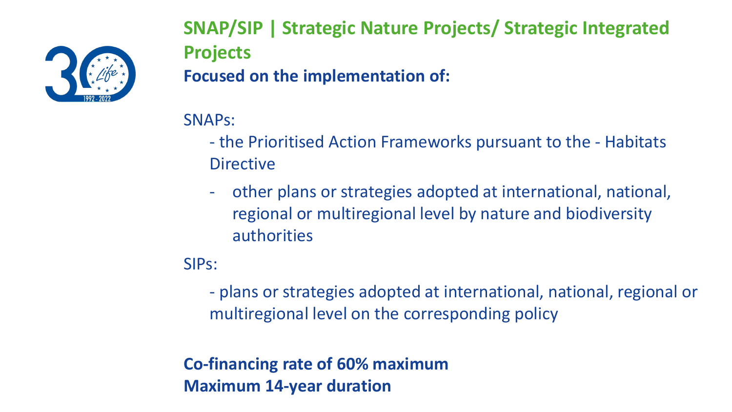## SNAP/SIP | Strategic Nature Projects/ Strategic Integrated Projects

**Focused on the implementation of:**

SNAPs:

- the Prioritised Action Frameworks pursuant to the - Habitats Directive
- other plans or strategies adopted at international, national, regional or multiregional level by nature and biodiversity authorities

SIPs:

- plans or strategies adopted at international, national, regional or multiregional level on the corresponding policy

**Co-financing rate of 60% maximum**
**Maximum 14-year duration**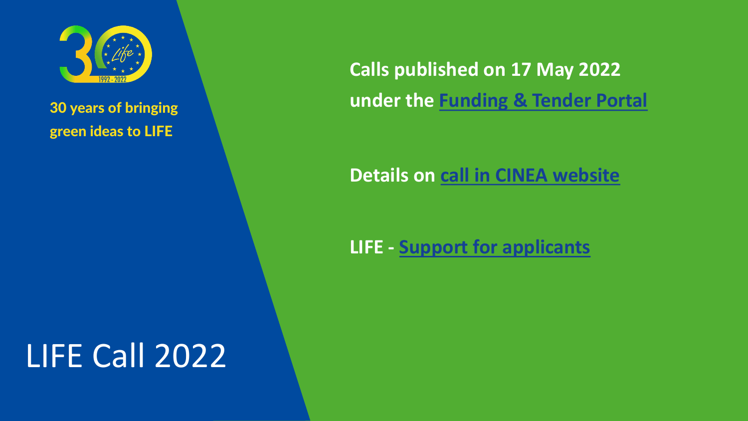30 years of bringing green ideas to LIFE

# LIFE Call 2022

**Calls published on 17 May 2022 under the Funding & Tender Portal**

**Details on call in CINEA website**

**LIFE - Support for applicants**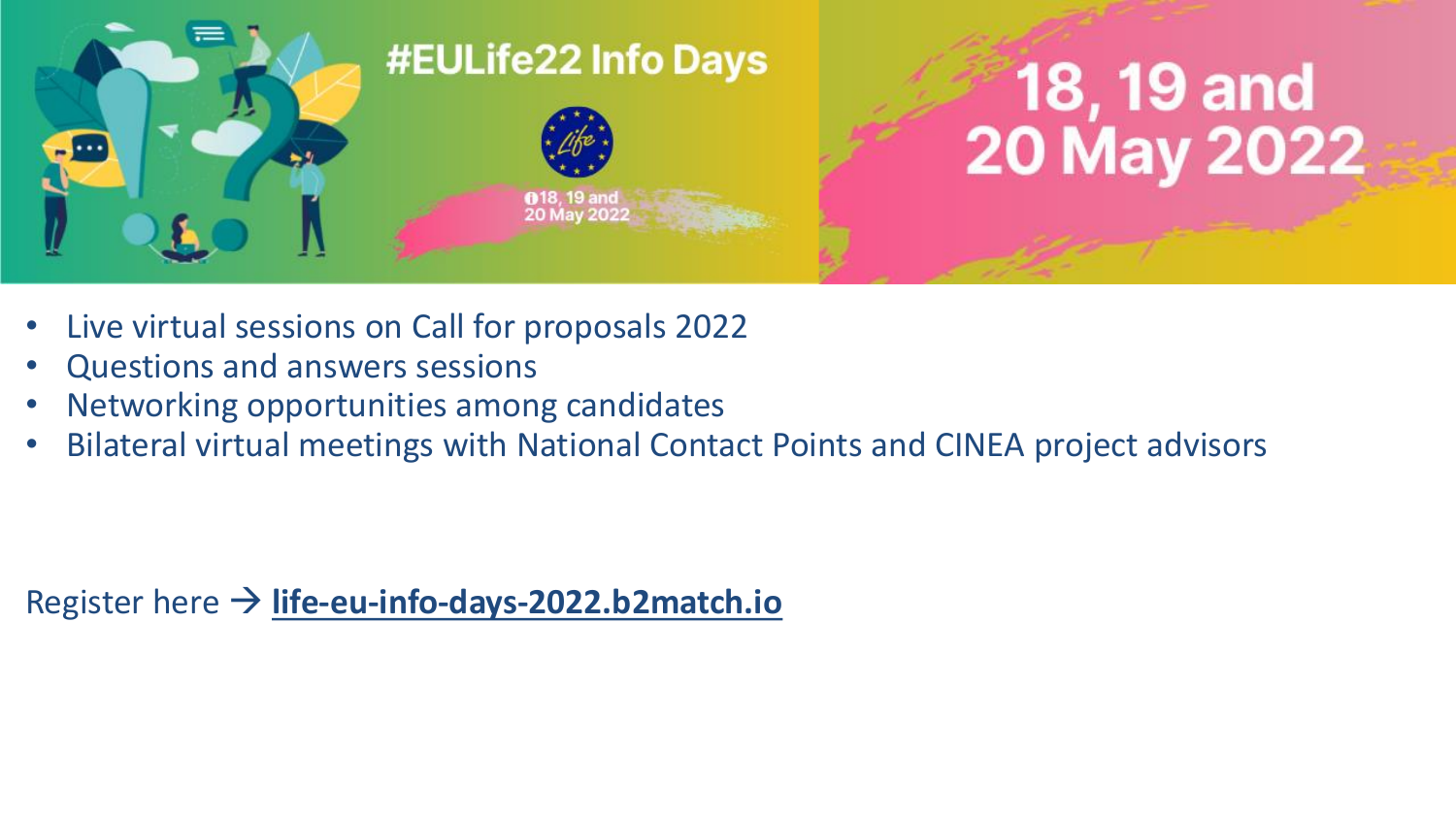# #EULife22 Info Days

**18, 19 and 20 May 2022**

- Live virtual sessions on Call for proposals 2022
- Questions and answers sessions
- Networking opportunities among candidates
- Bilateral virtual meetings with National Contact Points and CINEA project advisors

Register here → **life-eu-info-days-2022.b2match.io**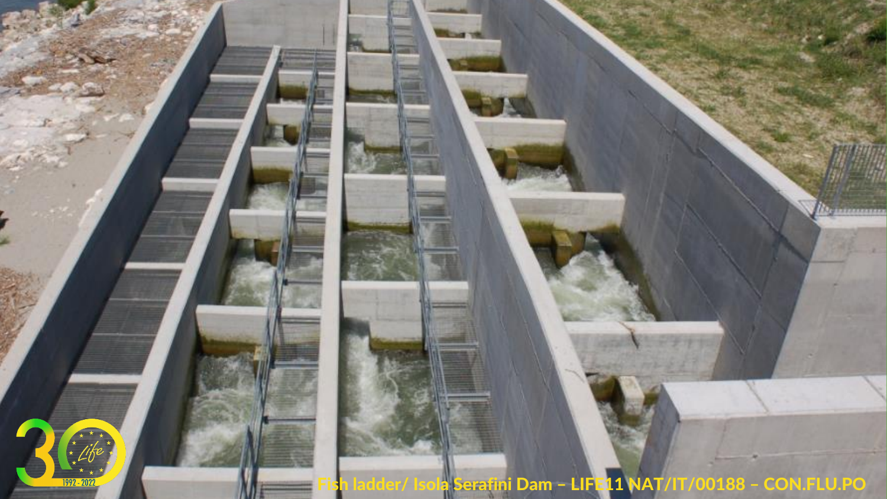Fish ladder/ Isola Serafini Dam – LIFE11 NAT/IT/00188 – CON.FLU.PO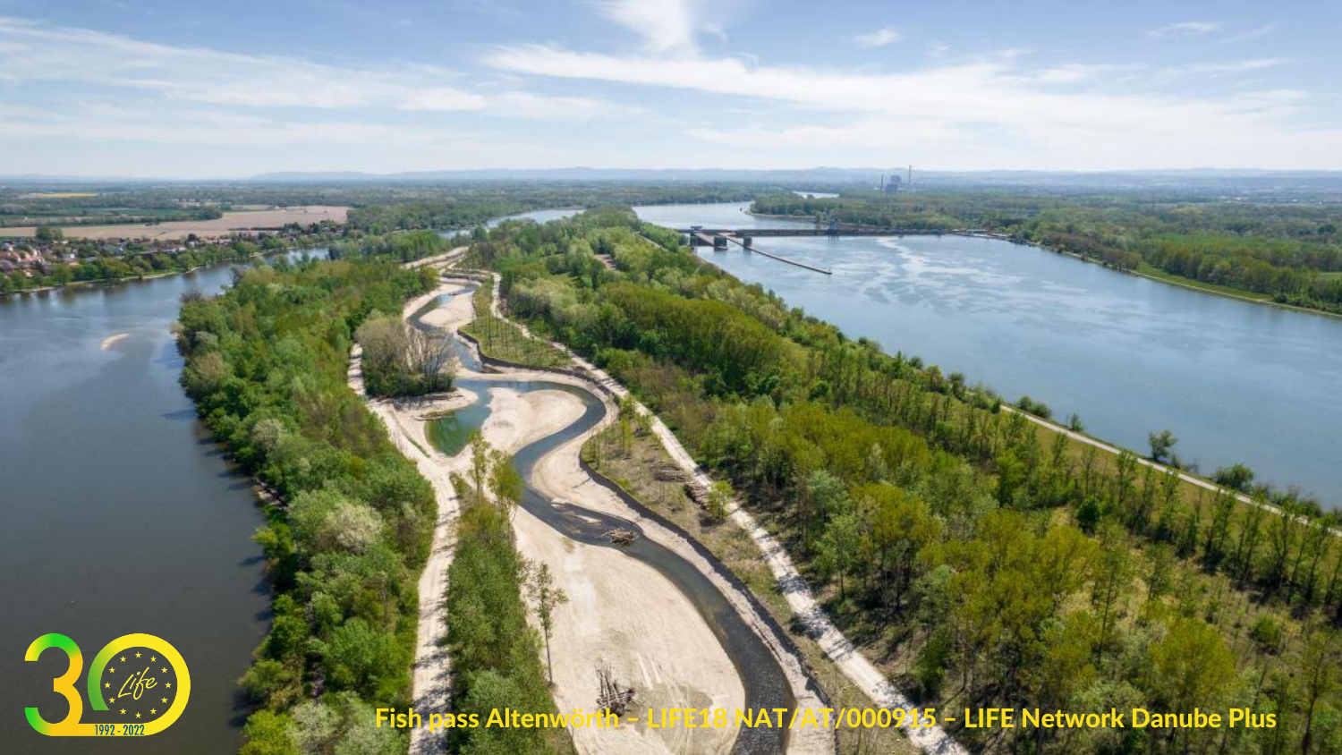Fish pass Altenwörth – LIFE18 NAT/AT/000915 – LIFE Network Danube Plus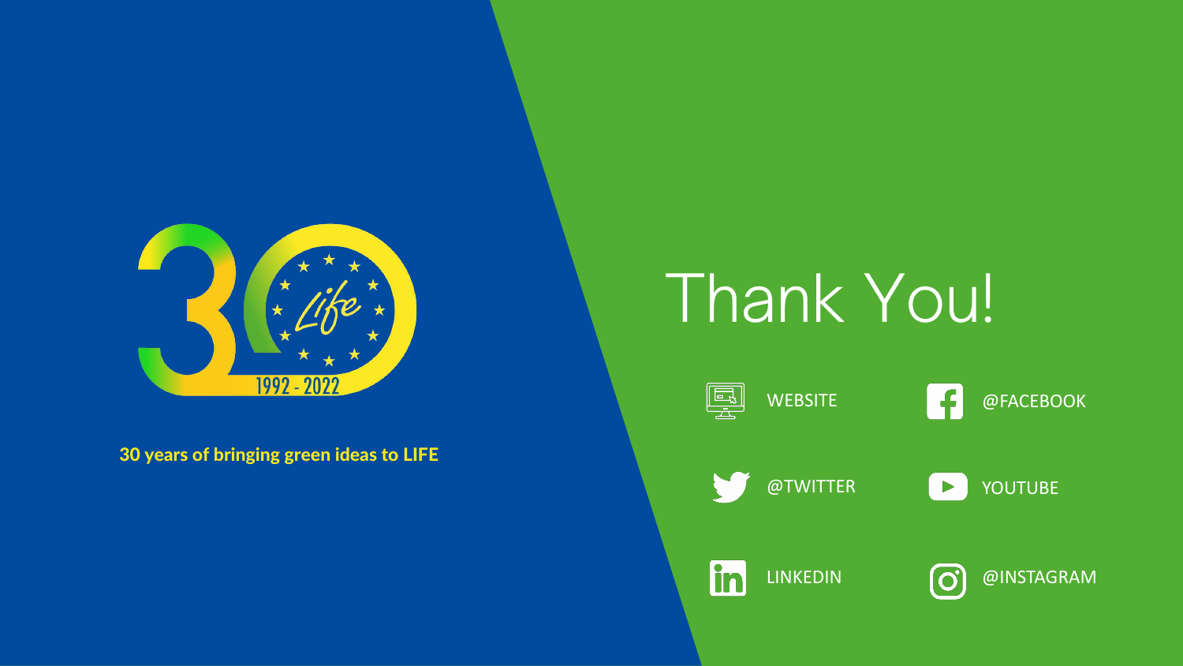1992 - 2022

Life

30 years of bringing green ideas to LIFE

# Thank You!

WEBSITE

@FACEBOOK

@TWITTER

YOUTUBE

LINKEDIN

@INSTAGRAM